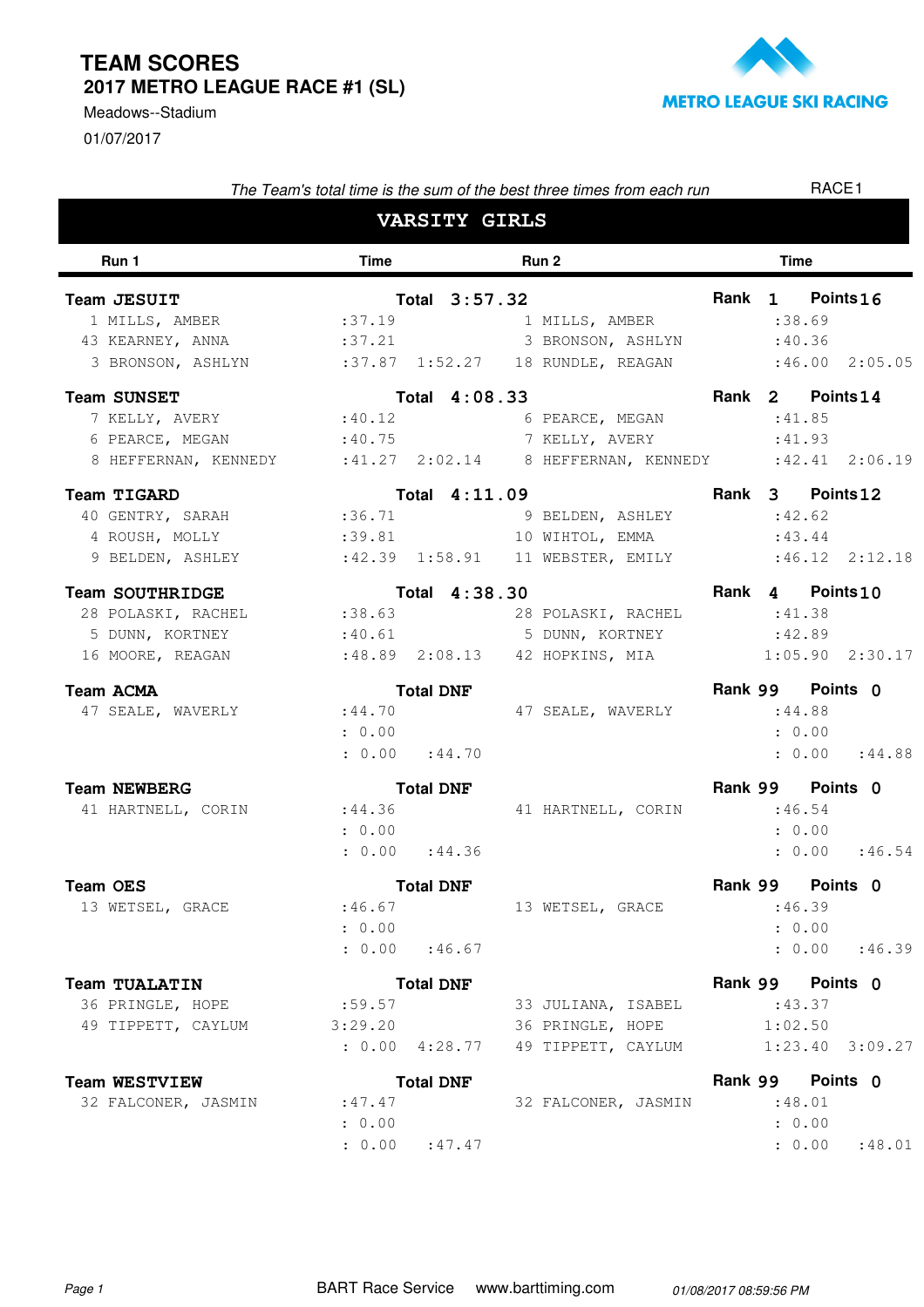# TEAM SCORES

## 2017 METRO LEAGUE RACE #1 (SL)

Meadows--Stadium

01/07/2017

METRO LEAGUE SKI RACING

*The Team's total time is the sum of the best three times from each run*

RACE1

## VARSITY GIRLS

| Run 1 | Time | | Run 2 | Time | |
|---|---|---|---|---|---|
| **Team JESUIT** | **Total 3:57.32** | | **Rank 1** | **Points 16** | |
| 1 MILLS, AMBER | :37.19 | | 1 MILLS, AMBER | :38.69 | |
| 43 KEARNEY, ANNA | :37.21 | | 3 BRONSON, ASHLYN | :40.36 | |
| 3 BRONSON, ASHLYN | :37.87 | 1:52.27 | 18 RUNDLE, REAGAN | :46.00 | 2:05.05 |
| **Team SUNSET** | **Total 4:08.33** | | **Rank 2** | **Points 14** | |
| 7 KELLY, AVERY | :40.12 | | 6 PEARCE, MEGAN | :41.85 | |
| 6 PEARCE, MEGAN | :40.75 | | 7 KELLY, AVERY | :41.93 | |
| 8 HEFFERNAN, KENNEDY | :41.27 | 2:02.14 | 8 HEFFERNAN, KENNEDY | :42.41 | 2:06.19 |
| **Team TIGARD** | **Total 4:11.09** | | **Rank 3** | **Points 12** | |
| 40 GENTRY, SARAH | :36.71 | | 9 BELDEN, ASHLEY | :42.62 | |
| 4 ROUSH, MOLLY | :39.81 | | 10 WIHTOL, EMMA | :43.44 | |
| 9 BELDEN, ASHLEY | :42.39 | 1:58.91 | 11 WEBSTER, EMILY | :46.12 | 2:12.18 |
| **Team SOUTHRIDGE** | **Total 4:38.30** | | **Rank 4** | **Points 10** | |
| 28 POLASKI, RACHEL | :38.63 | | 28 POLASKI, RACHEL | :41.38 | |
| 5 DUNN, KORTNEY | :40.61 | | 5 DUNN, KORTNEY | :42.89 | |
| 16 MOORE, REAGAN | :48.89 | 2:08.13 | 42 HOPKINS, MIA | 1:05.90 | 2:30.17 |
| **Team ACMA** | **Total DNF** | | **Rank 99** | **Points 0** | |
| 47 SEALE, WAVERLY | :44.70 | | 47 SEALE, WAVERLY | :44.88 | |
| | : 0.00 | | | : 0.00 | |
| | : 0.00 | :44.70 | | : 0.00 | :44.88 |
| **Team NEWBERG** | **Total DNF** | | **Rank 99** | **Points 0** | |
| 41 HARTNELL, CORIN | :44.36 | | 41 HARTNELL, CORIN | :46.54 | |
| | : 0.00 | | | : 0.00 | |
| | : 0.00 | :44.36 | | : 0.00 | :46.54 |
| **Team OES** | **Total DNF** | | **Rank 99** | **Points 0** | |
| 13 WETSEL, GRACE | :46.67 | | 13 WETSEL, GRACE | :46.39 | |
| | : 0.00 | | | : 0.00 | |
| | : 0.00 | :46.67 | | : 0.00 | :46.39 |
| **Team TUALATIN** | **Total DNF** | | **Rank 99** | **Points 0** | |
| 36 PRINGLE, HOPE | :59.57 | | 33 JULIANA, ISABEL | :43.37 | |
| 49 TIPPETT, CAYLUM | 3:29.20 | | 36 PRINGLE, HOPE | 1:02.50 | |
| | : 0.00 | 4:28.77 | 49 TIPPETT, CAYLUM | 1:23.40 | 3:09.27 |
| **Team WESTVIEW** | **Total DNF** | | **Rank 99** | **Points 0** | |
| 32 FALCONER, JASMIN | :47.47 | | 32 FALCONER, JASMIN | :48.01 | |
| | : 0.00 | | | : 0.00 | |
| | : 0.00 | :47.47 | | : 0.00 | :48.01 |

BART Race Service www.barttiming.com *01/08/2017 08:59:56 PM*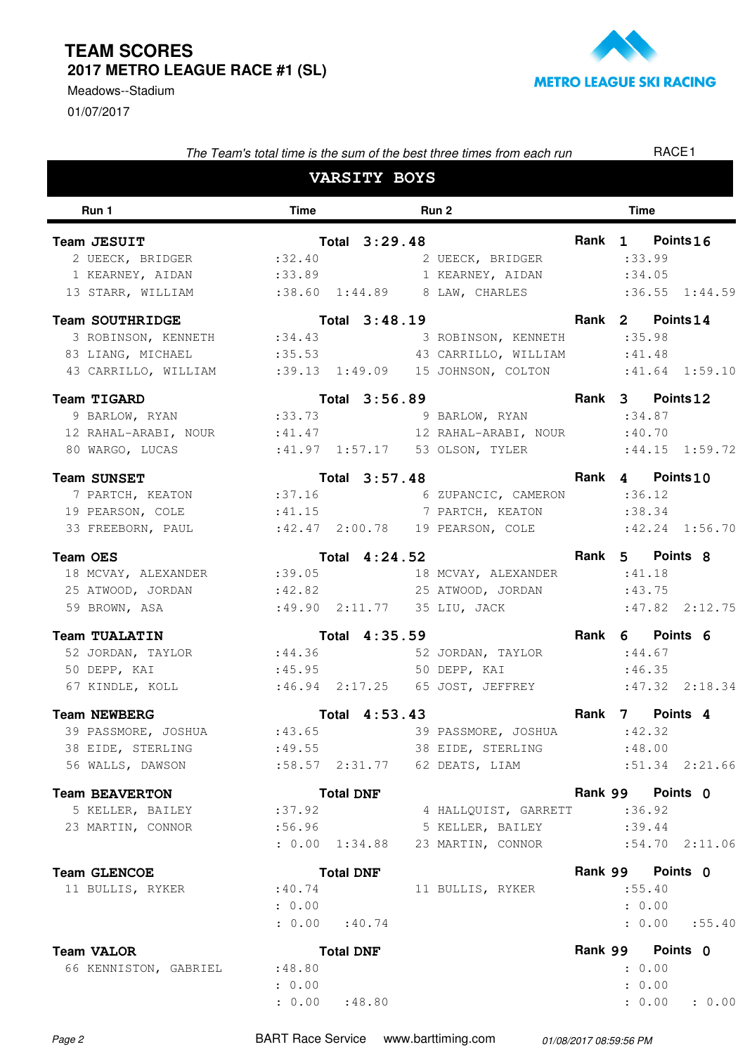# TEAM SCORES

## 2017 METRO LEAGUE RACE #1 (SL)

Meadows--Stadium

01/07/2017

METRO LEAGUE SKI RACING

*The Team's total time is the sum of the best three times from each run*

RACE1

## VARSITY BOYS

| Run 1 | Time | | Run 2 | Time | |
|---|---|---|---|---|---|
| **Team JESUIT** | **Total 3:29.48** | | **Rank 1** | **Points 16** | |
| 2 UEECK, BRIDGER | :32.40 | | 2 UEECK, BRIDGER | :33.99 | |
| 1 KEARNEY, AIDAN | :33.89 | | 1 KEARNEY, AIDAN | :34.05 | |
| 13 STARR, WILLIAM | :38.60 | 1:44.89 | 8 LAW, CHARLES | :36.55 | 1:44.59 |
| **Team SOUTHRIDGE** | **Total 3:48.19** | | **Rank 2** | **Points 14** | |
| 3 ROBINSON, KENNETH | :34.43 | | 3 ROBINSON, KENNETH | :35.98 | |
| 83 LIANG, MICHAEL | :35.53 | | 43 CARRILLO, WILLIAM | :41.48 | |
| 43 CARRILLO, WILLIAM | :39.13 | 1:49.09 | 15 JOHNSON, COLTON | :41.64 | 1:59.10 |
| **Team TIGARD** | **Total 3:56.89** | | **Rank 3** | **Points 12** | |
| 9 BARLOW, RYAN | :33.73 | | 9 BARLOW, RYAN | :34.87 | |
| 12 RAHAL-ARABI, NOUR | :41.47 | | 12 RAHAL-ARABI, NOUR | :40.70 | |
| 80 WARGO, LUCAS | :41.97 | 1:57.17 | 53 OLSON, TYLER | :44.15 | 1:59.72 |
| **Team SUNSET** | **Total 3:57.48** | | **Rank 4** | **Points 10** | |
| 7 PARTCH, KEATON | :37.16 | | 6 ZUPANCIC, CAMERON | :36.12 | |
| 19 PEARSON, COLE | :41.15 | | 7 PARTCH, KEATON | :38.34 | |
| 33 FREEBORN, PAUL | :42.47 | 2:00.78 | 19 PEARSON, COLE | :42.24 | 1:56.70 |
| **Team OES** | **Total 4:24.52** | | **Rank 5** | **Points 8** | |
| 18 MCVAY, ALEXANDER | :39.05 | | 18 MCVAY, ALEXANDER | :41.18 | |
| 25 ATWOOD, JORDAN | :42.82 | | 25 ATWOOD, JORDAN | :43.75 | |
| 59 BROWN, ASA | :49.90 | 2:11.77 | 35 LIU, JACK | :47.82 | 2:12.75 |
| **Team TUALATIN** | **Total 4:35.59** | | **Rank 6** | **Points 6** | |
| 52 JORDAN, TAYLOR | :44.36 | | 52 JORDAN, TAYLOR | :44.67 | |
| 50 DEPP, KAI | :45.95 | | 50 DEPP, KAI | :46.35 | |
| 67 KINDLE, KOLL | :46.94 | 2:17.25 | 65 JOST, JEFFREY | :47.32 | 2:18.34 |
| **Team NEWBERG** | **Total 4:53.43** | | **Rank 7** | **Points 4** | |
| 39 PASSMORE, JOSHUA | :43.65 | | 39 PASSMORE, JOSHUA | :42.32 | |
| 38 EIDE, STERLING | :49.55 | | 38 EIDE, STERLING | :48.00 | |
| 56 WALLS, DAWSON | :58.57 | 2:31.77 | 62 DEATS, LIAM | :51.34 | 2:21.66 |
| **Team BEAVERTON** | **Total DNF** | | **Rank 99** | **Points 0** | |
| 5 KELLER, BAILEY | :37.92 | | 4 HALLQUIST, GARRETT | :36.92 | |
| 23 MARTIN, CONNOR | :56.96 | | 5 KELLER, BAILEY | :39.44 | |
| | : 0.00 | 1:34.88 | 23 MARTIN, CONNOR | :54.70 | 2:11.06 |
| **Team GLENCOE** | **Total DNF** | | **Rank 99** | **Points 0** | |
| 11 BULLIS, RYKER | :40.74 | | 11 BULLIS, RYKER | :55.40 | |
| | : 0.00 | | | : 0.00 | |
| | : 0.00 | :40.74 | | : 0.00 | :55.40 |
| **Team VALOR** | **Total DNF** | | **Rank 99** | **Points 0** | |
| 66 KENNISTON, GABRIEL | :48.80 | | | : 0.00 | |
| | : 0.00 | | | : 0.00 | |
| | : 0.00 | :48.80 | | : 0.00 | : 0.00 |

BART Race Service www.barttiming.com 01/08/2017 08:59:56 PM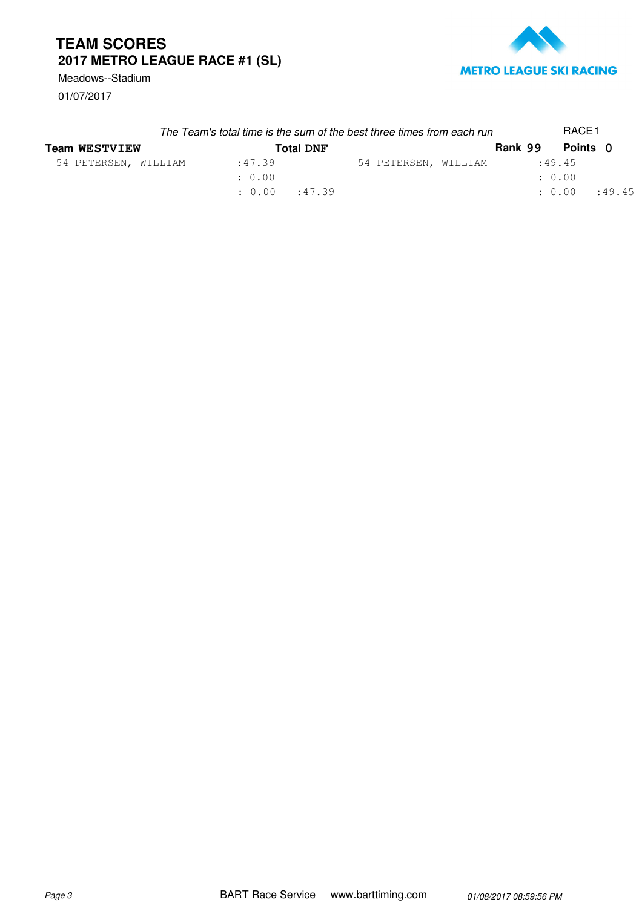# TEAM SCORES

## 2017 METRO LEAGUE RACE #1 (SL)

Meadows--Stadium

01/07/2017

METRO LEAGUE SKI RACING

*The Team's total time is the sum of the best three times from each run*

RACE1

| Team WESTVIEW | Total DNF | | | Rank 99 | Points 0 |
|---|---|---|---|---|---|
| 54 PETERSEN, WILLIAM | :47.39 | | 54 PETERSEN, WILLIAM | :49.45 | |
| | : 0.00 | | | : 0.00 | |
| | : 0.00 | :47.39 | | : 0.00 | :49.45 |